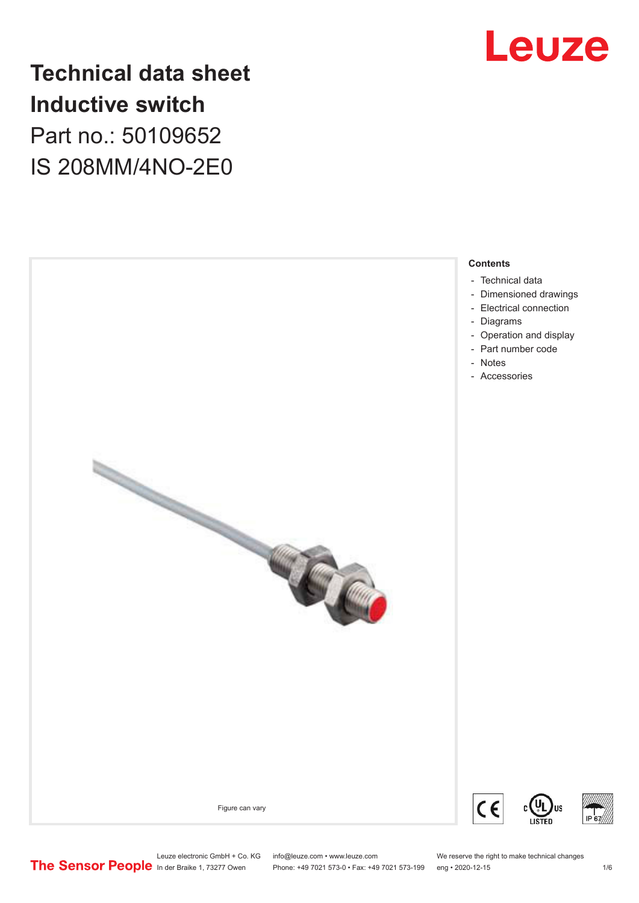# Technical data sheet
# Inductive switch

Part no.: 50109652

IS 208MM/4NO-2E0

Figure can vary

**Contents**

- Technical data
- Dimensioned drawings
- Electrical connection
- Diagrams
- Operation and display
- Part number code
- Notes
- Accessories

Leuze electronic GmbH + Co. KG
In der Braike 1, 73277 Owen

info@leuze.com • www.leuze.com
Phone: +49 7021 573-0 • Fax: +49 7021 573-199

We reserve the right to make technical changes
eng • 2020-12-15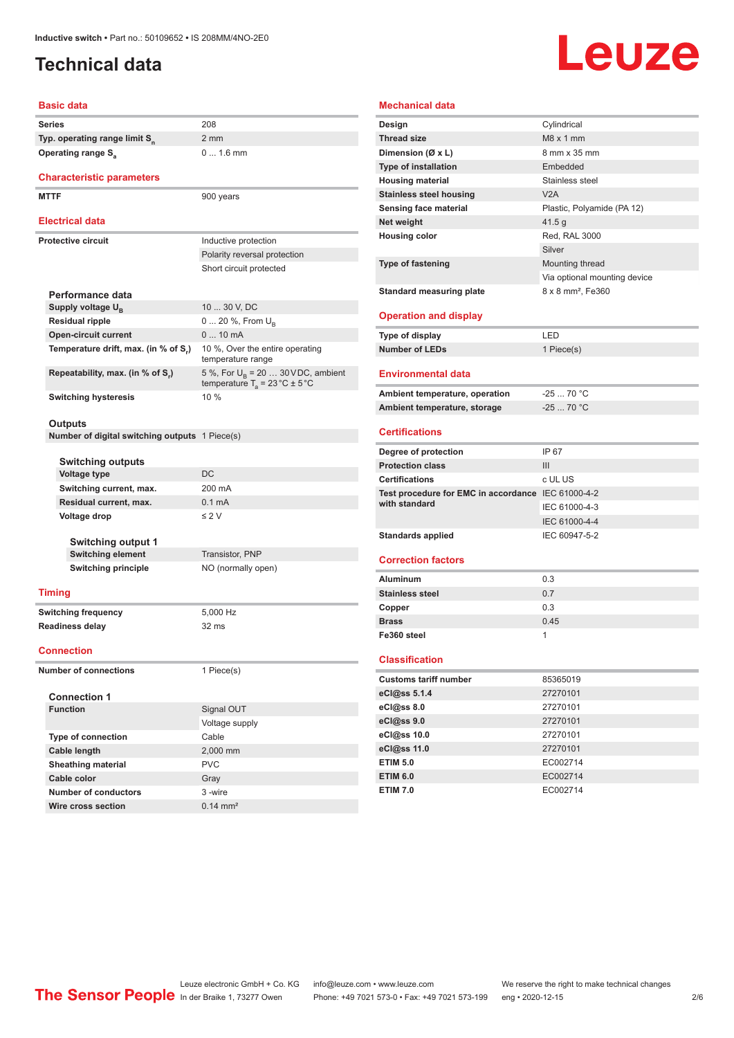# Technical data

## Basic data

| | |
|---|---|
| Series | 208 |
| Typ. operating range limit $S_n$ | 2 mm |
| Operating range $S_a$ | 0 ... 1.6 mm |

## Characteristic parameters

| | |
|---|---|
| MTTF | 900 years |

## Electrical data

| | |
|---|---|
| Protective circuit | Inductive protection |
| | Polarity reversal protection |
| | Short circuit protected |

### Performance data

| | |
|---|---|
| Supply voltage $U_B$ | 10 ... 30 V, DC |
| Residual ripple | 0 ... 20 %, From $U_B$ |
| Open-circuit current | 0 ... 10 mA |
| Temperature drift, max. (in % of $S_r$) | 10 %, Over the entire operating temperature range |
| Repeatability, max. (in % of $S_r$) | 5 %, For $U_B$ = 20 … 30 V DC, ambient temperature $T_a$ = 23 °C ± 5 °C |
| Switching hysteresis | 10 % |

### Outputs

| | |
|---|---|
| Number of digital switching outputs | 1 Piece(s) |

#### Switching outputs

| | |
|---|---|
| Voltage type | DC |
| Switching current, max. | 200 mA |
| Residual current, max. | 0.1 mA |
| Voltage drop | ≤ 2 V |

#### Switching output 1

| | |
|---|---|
| Switching element | Transistor, PNP |
| Switching principle | NO (normally open) |

## Timing

| | |
|---|---|
| Switching frequency | 5,000 Hz |
| Readiness delay | 32 ms |

## Connection

| | |
|---|---|
| Number of connections | 1 Piece(s) |

### Connection 1

| | |
|---|---|
| Function | Signal OUT |
| | Voltage supply |
| Type of connection | Cable |
| Cable length | 2,000 mm |
| Sheathing material | PVC |
| Cable color | Gray |
| Number of conductors | 3 -wire |
| Wire cross section | 0.14 mm² |

## Mechanical data

| | |
|---|---|
| Design | Cylindrical |
| Thread size | M8 x 1 mm |
| Dimension (Ø x L) | 8 mm x 35 mm |
| Type of installation | Embedded |
| Housing material | Stainless steel |
| Stainless steel housing | V2A |
| Sensing face material | Plastic, Polyamide (PA 12) |
| Net weight | 41.5 g |
| Housing color | Red, RAL 3000 |
| | Silver |
| Type of fastening | Mounting thread |
| | Via optional mounting device |
| Standard measuring plate | 8 x 8 mm², Fe360 |

## Operation and display

| | |
|---|---|
| Type of display | LED |
| Number of LEDs | 1 Piece(s) |

## Environmental data

| | |
|---|---|
| Ambient temperature, operation | -25 ... 70 °C |
| Ambient temperature, storage | -25 ... 70 °C |

## Certifications

| | |
|---|---|
| Degree of protection | IP 67 |
| Protection class | III |
| Certifications | c UL US |
| Test procedure for EMC in accordance with standard | IEC 61000-4-2 |
| | IEC 61000-4-3 |
| | IEC 61000-4-4 |
| Standards applied | IEC 60947-5-2 |

## Correction factors

| | |
|---|---|
| Aluminum | 0.3 |
| Stainless steel | 0.7 |
| Copper | 0.3 |
| Brass | 0.45 |
| Fe360 steel | 1 |

## Classification

| | |
|---|---|
| Customs tariff number | 85365019 |
| eCl@ss 5.1.4 | 27270101 |
| eCl@ss 8.0 | 27270101 |
| eCl@ss 9.0 | 27270101 |
| eCl@ss 10.0 | 27270101 |
| eCl@ss 11.0 | 27270101 |
| ETIM 5.0 | EC002714 |
| ETIM 6.0 | EC002714 |
| ETIM 7.0 | EC002714 |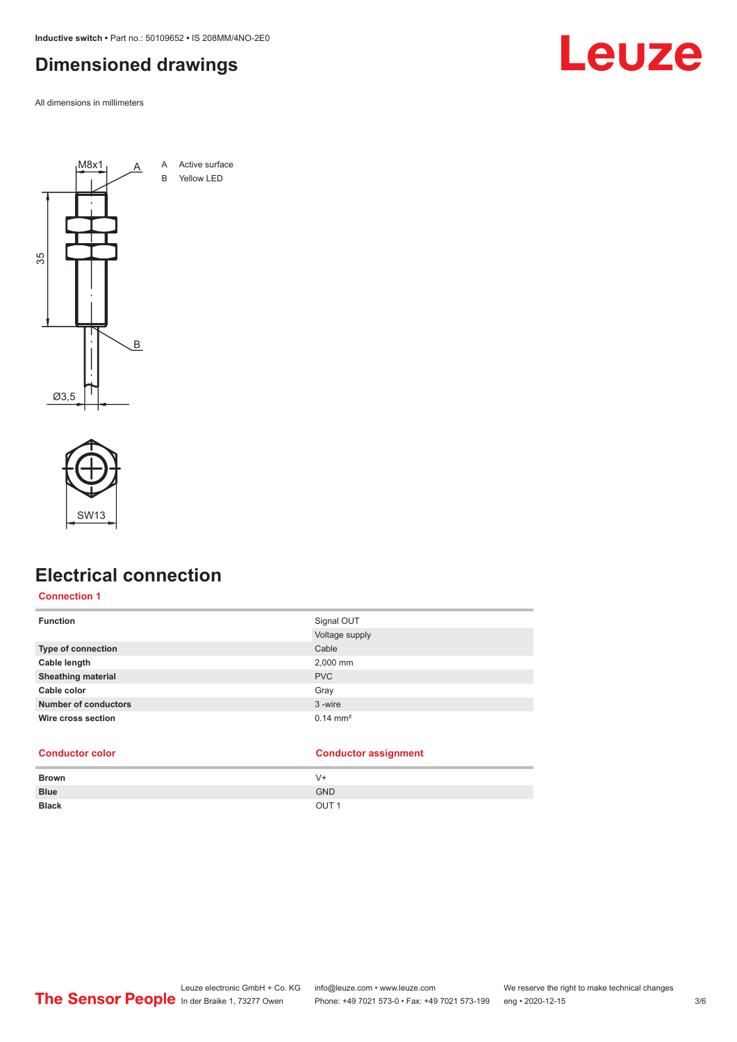# Dimensioned drawings

All dimensions in millimeters

A Active surface
B Yellow LED

# Electrical connection

## Connection 1

| | |
|---|---|
| **Function** | Signal OUT |
| | Voltage supply |
| **Type of connection** | Cable |
| **Cable length** | 2,000 mm |
| **Sheathing material** | PVC |
| **Cable color** | Gray |
| **Number of conductors** | 3 -wire |
| **Wire cross section** | 0.14 mm² |

| Conductor color | Conductor assignment |
|---|---|
| **Brown** | V+ |
| **Blue** | GND |
| **Black** | OUT 1 |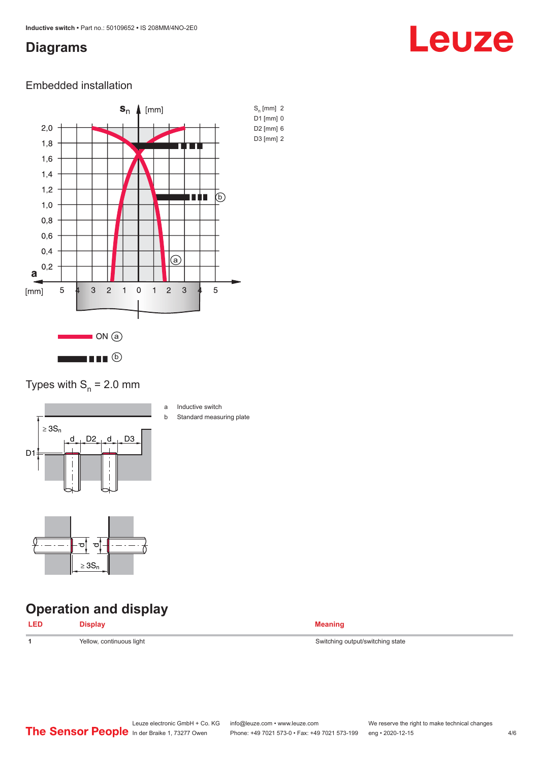## Diagrams

### Embedded installation

| | |
|---|---|
| $S_n$ [mm] | 2 |
| D1 [mm] | 0 |
| D2 [mm] | 6 |
| D3 [mm] | 2 |

ON ⓐ

ⓑ

### Types with $S_n$ = 2.0 mm

a Inductive switch

b Standard measuring plate

## Operation and display

| LED | Display | Meaning |
|---|---|---|
| 1 | Yellow, continuous light | Switching output/switching state |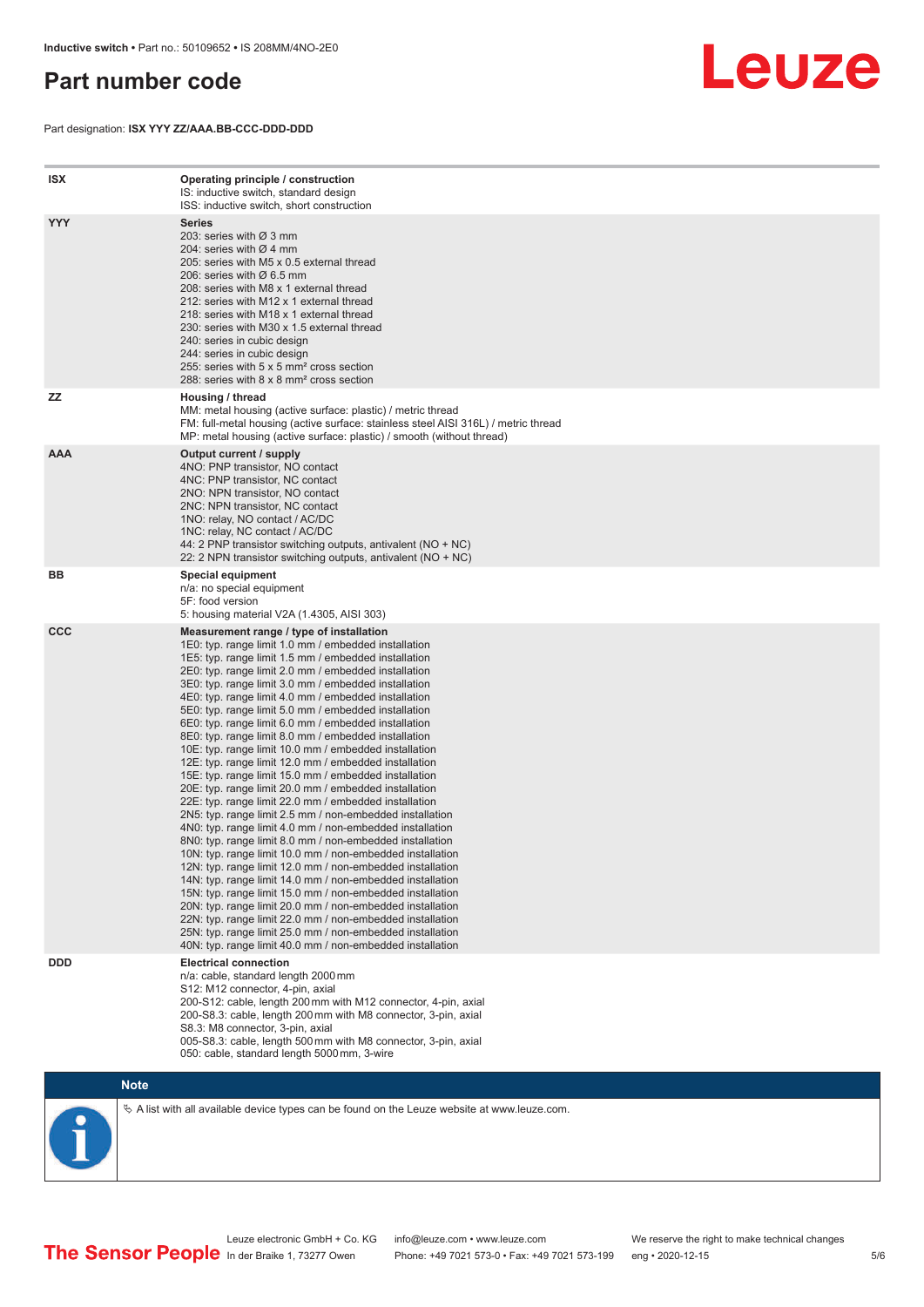# Part number code

Part designation: **ISX YYY ZZ/AAA.BB-CCC-DDD-DDD**

| | |
|---|---|
| **ISX** | **Operating principle / construction**<br>IS: inductive switch, standard design<br>ISS: inductive switch, short construction |
| **YYY** | **Series**<br>203: series with Ø 3 mm<br>204: series with Ø 4 mm<br>205: series with M5 x 0.5 external thread<br>206: series with Ø 6.5 mm<br>208: series with M8 x 1 external thread<br>212: series with M12 x 1 external thread<br>218: series with M18 x 1 external thread<br>230: series with M30 x 1.5 external thread<br>240: series in cubic design<br>244: series in cubic design<br>255: series with 5 x 5 mm² cross section<br>288: series with 8 x 8 mm² cross section |
| **ZZ** | **Housing / thread**<br>MM: metal housing (active surface: plastic) / metric thread<br>FM: full-metal housing (active surface: stainless steel AISI 316L) / metric thread<br>MP: metal housing (active surface: plastic) / smooth (without thread) |
| **AAA** | **Output current / supply**<br>4NO: PNP transistor, NO contact<br>4NC: PNP transistor, NC contact<br>2NO: NPN transistor, NO contact<br>2NC: NPN transistor, NC contact<br>1NO: relay, NO contact / AC/DC<br>1NC: relay, NC contact / AC/DC<br>44: 2 PNP transistor switching outputs, antivalent (NO + NC)<br>22: 2 NPN transistor switching outputs, antivalent (NO + NC) |
| **BB** | **Special equipment**<br>n/a: no special equipment<br>5F: food version<br>5: housing material V2A (1.4305, AISI 303) |
| **CCC** | **Measurement range / type of installation**<br>1E0: typ. range limit 1.0 mm / embedded installation<br>1E5: typ. range limit 1.5 mm / embedded installation<br>2E0: typ. range limit 2.0 mm / embedded installation<br>3E0: typ. range limit 3.0 mm / embedded installation<br>4E0: typ. range limit 4.0 mm / embedded installation<br>5E0: typ. range limit 5.0 mm / embedded installation<br>6E0: typ. range limit 6.0 mm / embedded installation<br>8E0: typ. range limit 8.0 mm / embedded installation<br>10E: typ. range limit 10.0 mm / embedded installation<br>12E: typ. range limit 12.0 mm / embedded installation<br>15E: typ. range limit 15.0 mm / embedded installation<br>20E: typ. range limit 20.0 mm / embedded installation<br>22E: typ. range limit 22.0 mm / embedded installation<br>2N5: typ. range limit 2.5 mm / non-embedded installation<br>4N0: typ. range limit 4.0 mm / non-embedded installation<br>8N0: typ. range limit 8.0 mm / non-embedded installation<br>10N: typ. range limit 10.0 mm / non-embedded installation<br>12N: typ. range limit 12.0 mm / non-embedded installation<br>14N: typ. range limit 14.0 mm / non-embedded installation<br>15N: typ. range limit 15.0 mm / non-embedded installation<br>20N: typ. range limit 20.0 mm / non-embedded installation<br>22N: typ. range limit 22.0 mm / non-embedded installation<br>25N: typ. range limit 25.0 mm / non-embedded installation<br>40N: typ. range limit 40.0 mm / non-embedded installation |
| **DDD** | **Electrical connection**<br>n/a: cable, standard length 2000 mm<br>S12: M12 connector, 4-pin, axial<br>200-S12: cable, length 200 mm with M12 connector, 4-pin, axial<br>200-S8.3: cable, length 200 mm with M8 connector, 3-pin, axial<br>S8.3: M8 connector, 3-pin, axial<br>005-S8.3: cable, length 500 mm with M8 connector, 3-pin, axial<br>050: cable, standard length 5000 mm, 3-wire |

**Note**

A list with all available device types can be found on the Leuze website at www.leuze.com.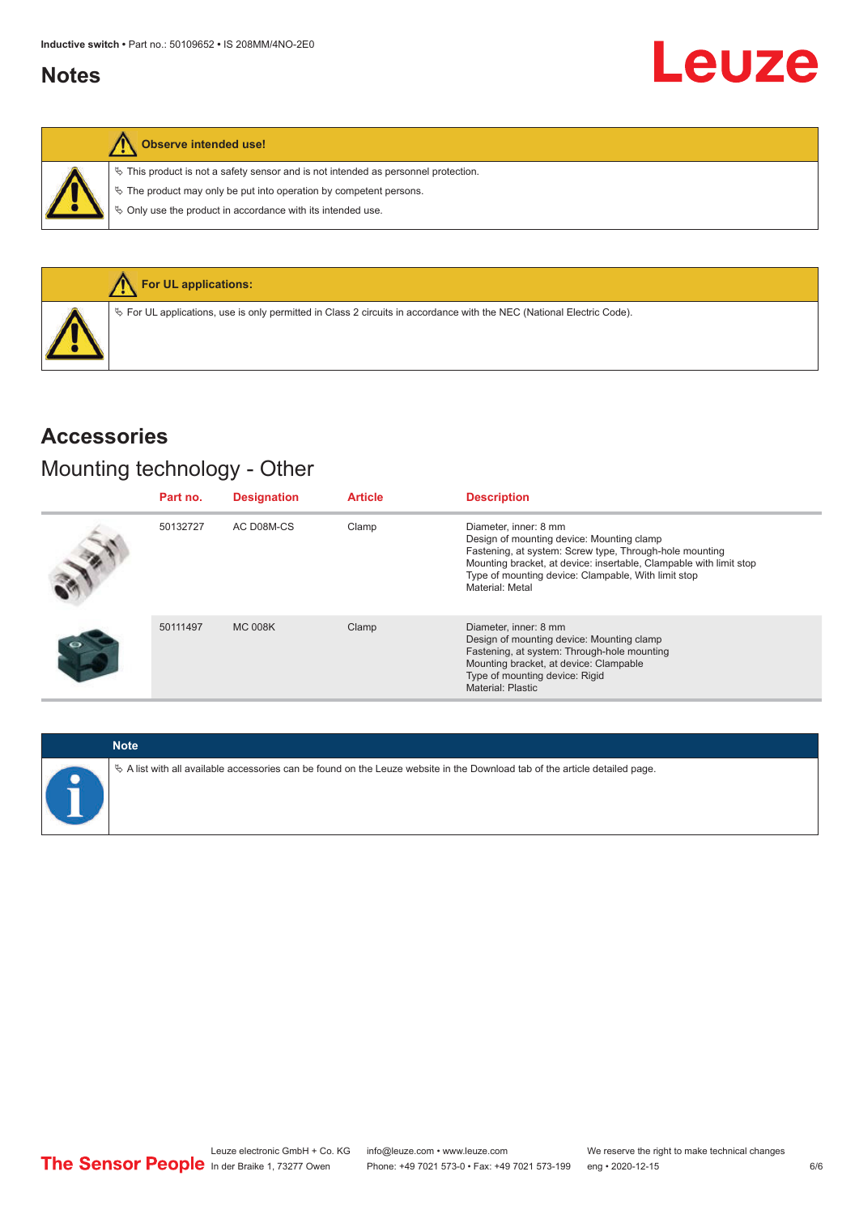## Notes

**Observe intended use!**

- ↳ This product is not a safety sensor and is not intended as personnel protection.
- ↳ The product may only be put into operation by competent persons.
- ↳ Only use the product in accordance with its intended use.

**For UL applications:**

- ↳ For UL applications, use is only permitted in Class 2 circuits in accordance with the NEC (National Electric Code).

# Accessories

## Mounting technology - Other

| Part no. | Designation | Article | Description |
|---|---|---|---|
| 50132727 | AC D08M-CS | Clamp | Diameter, inner: 8 mm<br>Design of mounting device: Mounting clamp<br>Fastening, at system: Screw type, Through-hole mounting<br>Mounting bracket, at device: insertable, Clampable with limit stop<br>Type of mounting device: Clampable, With limit stop<br>Material: Metal |
| 50111497 | MC 008K | Clamp | Diameter, inner: 8 mm<br>Design of mounting device: Mounting clamp<br>Fastening, at system: Through-hole mounting<br>Mounting bracket, at device: Clampable<br>Type of mounting device: Rigid<br>Material: Plastic |

**Note**

- ↳ A list with all available accessories can be found on the Leuze website in the Download tab of the article detailed page.